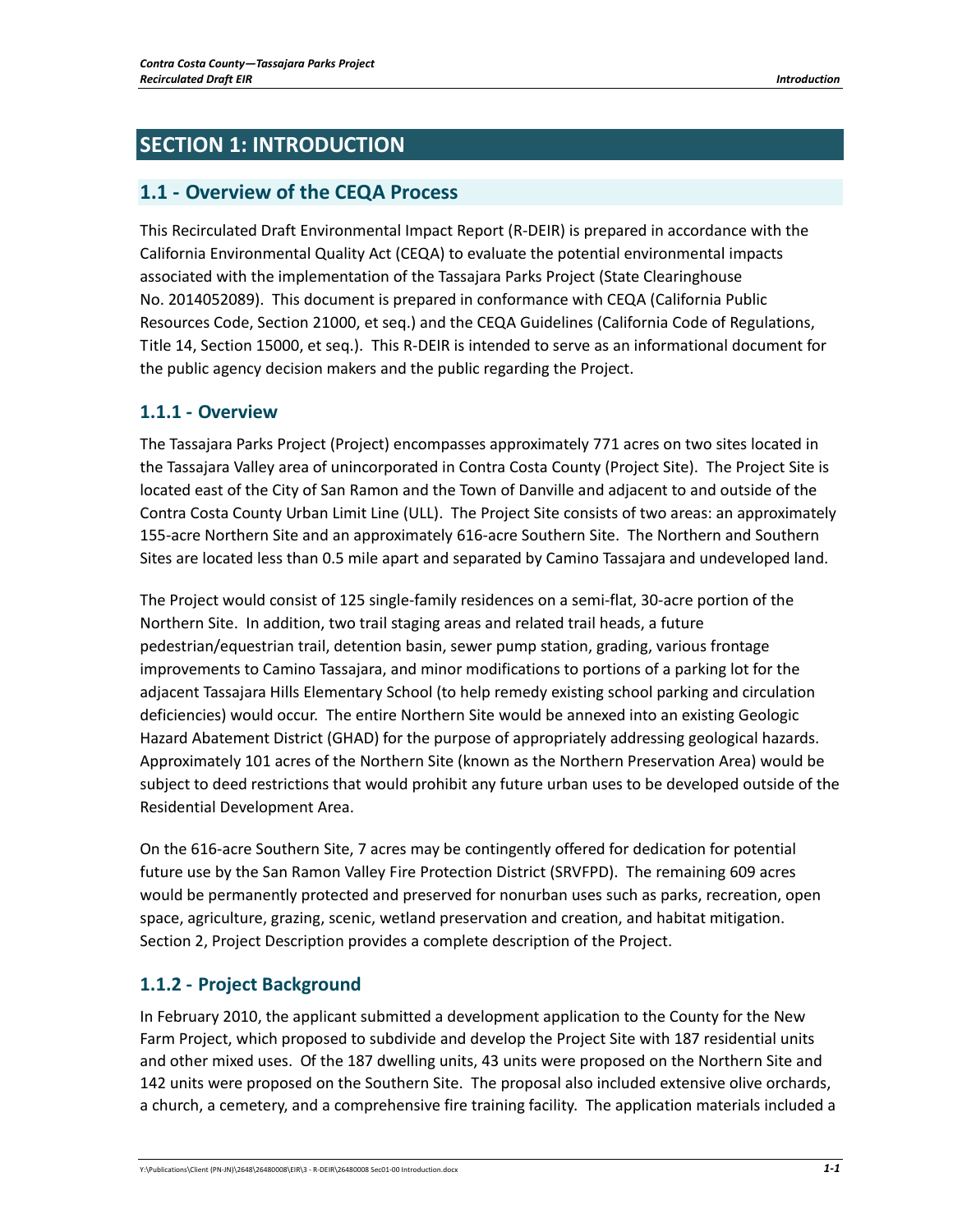# SECTION 1: INTRODUCTION

## 1.1 - Overview of the CEQA Process

This Recirculated Draft Environmental Impact Report (R-DEIR) is prepared in accordance with the California Environmental Quality Act (CEQA) to evaluate the potential environmental impacts associated with the implementation of the Tassajara Parks Project (State Clearinghouse No. 2014052089). This document is prepared in conformance with CEQA (California Public Resources Code, Section 21000, et seq.) and the CEQA Guidelines (California Code of Regulations, Title 14, Section 15000, et seq.). This R-DEIR is intended to serve as an informational document for the public agency decision makers and the public regarding the Project.

### 1.1.1 - Overview

The Tassajara Parks Project (Project) encompasses approximately 771 acres on two sites located in the Tassajara Valley area of unincorporated in Contra Costa County (Project Site). The Project Site is located east of the City of San Ramon and the Town of Danville and adjacent to and outside of the Contra Costa County Urban Limit Line (ULL). The Project Site consists of two areas: an approximately 155-acre Northern Site and an approximately 616-acre Southern Site. The Northern and Southern Sites are located less than 0.5 mile apart and separated by Camino Tassajara and undeveloped land.

The Project would consist of 125 single-family residences on a semi-flat, 30-acre portion of the Northern Site. In addition, two trail staging areas and related trail heads, a future pedestrian/equestrian trail, detention basin, sewer pump station, grading, various frontage improvements to Camino Tassajara, and minor modifications to portions of a parking lot for the adjacent Tassajara Hills Elementary School (to help remedy existing school parking and circulation deficiencies) would occur. The entire Northern Site would be annexed into an existing Geologic Hazard Abatement District (GHAD) for the purpose of appropriately addressing geological hazards. Approximately 101 acres of the Northern Site (known as the Northern Preservation Area) would be subject to deed restrictions that would prohibit any future urban uses to be developed outside of the Residential Development Area.

On the 616-acre Southern Site, 7 acres may be contingently offered for dedication for potential future use by the San Ramon Valley Fire Protection District (SRVFPD). The remaining 609 acres would be permanently protected and preserved for nonurban uses such as parks, recreation, open space, agriculture, grazing, scenic, wetland preservation and creation, and habitat mitigation. Section 2, Project Description provides a complete description of the Project.

### 1.1.2 - Project Background

In February 2010, the applicant submitted a development application to the County for the New Farm Project, which proposed to subdivide and develop the Project Site with 187 residential units and other mixed uses. Of the 187 dwelling units, 43 units were proposed on the Northern Site and 142 units were proposed on the Southern Site. The proposal also included extensive olive orchards, a church, a cemetery, and a comprehensive fire training facility. The application materials included a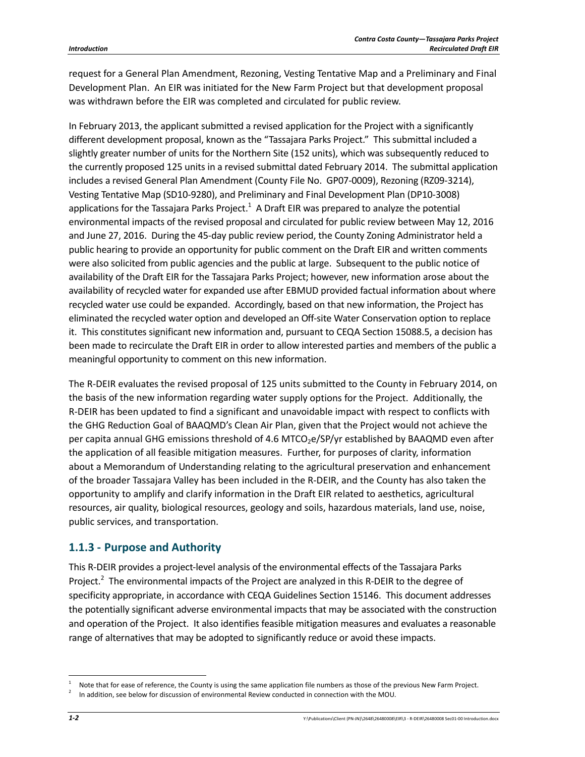request for a General Plan Amendment, Rezoning, Vesting Tentative Map and a Preliminary and Final Development Plan. An EIR was initiated for the New Farm Project but that development proposal was withdrawn before the EIR was completed and circulated for public review.

In February 2013, the applicant submitted a revised application for the Project with a significantly different development proposal, known as the "Tassajara Parks Project." This submittal included a slightly greater number of units for the Northern Site (152 units), which was subsequently reduced to the currently proposed 125 units in a revised submittal dated February 2014. The submittal application includes a revised General Plan Amendment (County File No. GP07-0009), Rezoning (RZ09-3214), Vesting Tentative Map (SD10-9280), and Preliminary and Final Development Plan (DP10-3008) applications for the Tassajara Parks Project.[1] A Draft EIR was prepared to analyze the potential environmental impacts of the revised proposal and circulated for public review between May 12, 2016 and June 27, 2016. During the 45-day public review period, the County Zoning Administrator held a public hearing to provide an opportunity for public comment on the Draft EIR and written comments were also solicited from public agencies and the public at large. Subsequent to the public notice of availability of the Draft EIR for the Tassajara Parks Project; however, new information arose about the availability of recycled water for expanded use after EBMUD provided factual information about where recycled water use could be expanded. Accordingly, based on that new information, the Project has eliminated the recycled water option and developed an Off-site Water Conservation option to replace it. This constitutes significant new information and, pursuant to CEQA Section 15088.5, a decision has been made to recirculate the Draft EIR in order to allow interested parties and members of the public a meaningful opportunity to comment on this new information.

The R-DEIR evaluates the revised proposal of 125 units submitted to the County in February 2014, on the basis of the new information regarding water supply options for the Project. Additionally, the R-DEIR has been updated to find a significant and unavoidable impact with respect to conflicts with the GHG Reduction Goal of BAAQMD's Clean Air Plan, given that the Project would not achieve the per capita annual GHG emissions threshold of 4.6 $MTCO_2e$/SP/yr established by BAAQMD even after the application of all feasible mitigation measures. Further, for purposes of clarity, information about a Memorandum of Understanding relating to the agricultural preservation and enhancement of the broader Tassajara Valley has been included in the R-DEIR, and the County has also taken the opportunity to amplify and clarify information in the Draft EIR related to aesthetics, agricultural resources, air quality, biological resources, geology and soils, hazardous materials, land use, noise, public services, and transportation.

### 1.1.3 - Purpose and Authority

This R-DEIR provides a project-level analysis of the environmental effects of the Tassajara Parks Project.[2] The environmental impacts of the Project are analyzed in this R-DEIR to the degree of specificity appropriate, in accordance with CEQA Guidelines Section 15146. This document addresses the potentially significant adverse environmental impacts that may be associated with the construction and operation of the Project. It also identifies feasible mitigation measures and evaluates a reasonable range of alternatives that may be adopted to significantly reduce or avoid these impacts.

---

[1] Note that for ease of reference, the County is using the same application file numbers as those of the previous New Farm Project.

[2] In addition, see below for discussion of environmental Review conducted in connection with the MOU.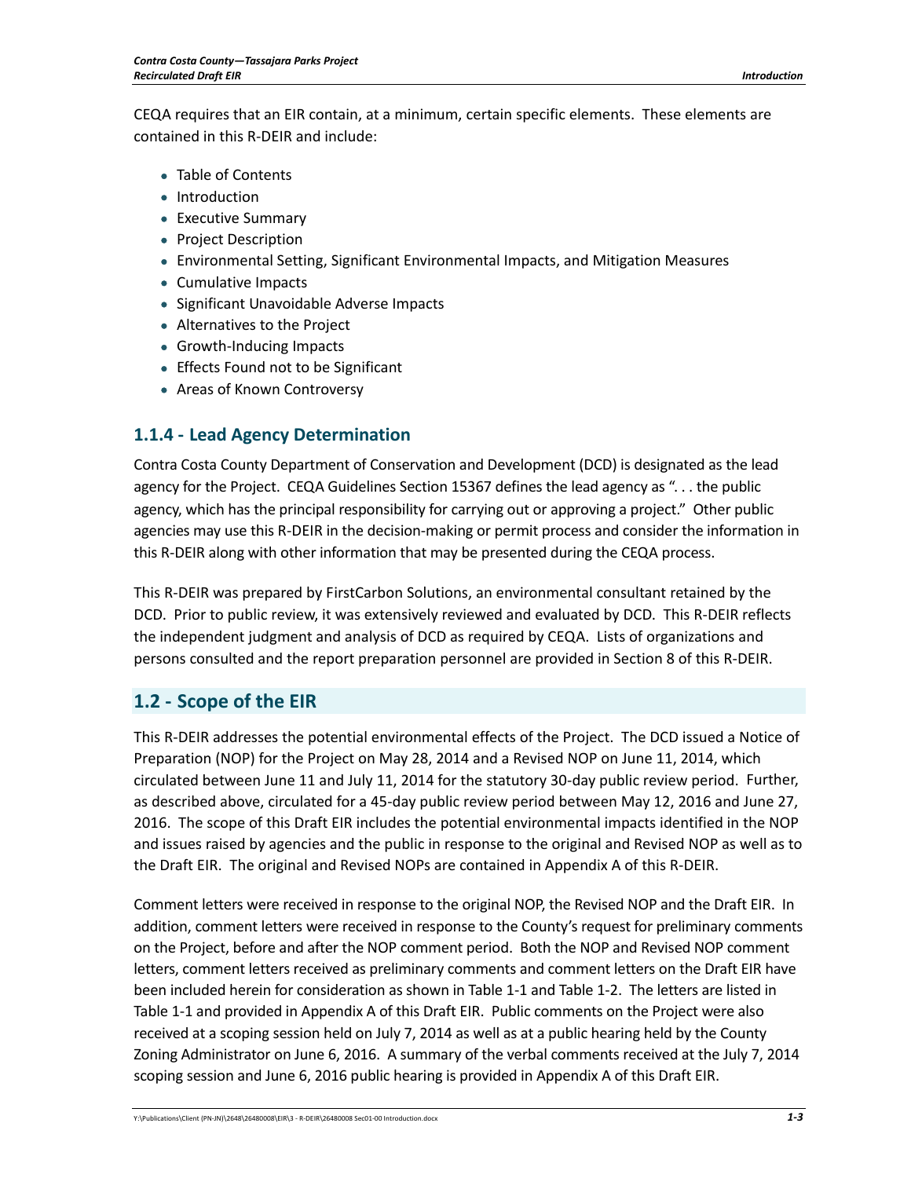CEQA requires that an EIR contain, at a minimum, certain specific elements. These elements are contained in this R-DEIR and include:

- Table of Contents
- Introduction
- Executive Summary
- Project Description
- Environmental Setting, Significant Environmental Impacts, and Mitigation Measures
- Cumulative Impacts
- Significant Unavoidable Adverse Impacts
- Alternatives to the Project
- Growth-Inducing Impacts
- Effects Found not to be Significant
- Areas of Known Controversy

### 1.1.4 - Lead Agency Determination

Contra Costa County Department of Conservation and Development (DCD) is designated as the lead agency for the Project. CEQA Guidelines Section 15367 defines the lead agency as ". . . the public agency, which has the principal responsibility for carrying out or approving a project." Other public agencies may use this R-DEIR in the decision-making or permit process and consider the information in this R-DEIR along with other information that may be presented during the CEQA process.

This R-DEIR was prepared by FirstCarbon Solutions, an environmental consultant retained by the DCD. Prior to public review, it was extensively reviewed and evaluated by DCD. This R-DEIR reflects the independent judgment and analysis of DCD as required by CEQA. Lists of organizations and persons consulted and the report preparation personnel are provided in Section 8 of this R-DEIR.

## 1.2 - Scope of the EIR

This R-DEIR addresses the potential environmental effects of the Project. The DCD issued a Notice of Preparation (NOP) for the Project on May 28, 2014 and a Revised NOP on June 11, 2014, which circulated between June 11 and July 11, 2014 for the statutory 30-day public review period. Further, as described above, circulated for a 45-day public review period between May 12, 2016 and June 27, 2016. The scope of this Draft EIR includes the potential environmental impacts identified in the NOP and issues raised by agencies and the public in response to the original and Revised NOP as well as to the Draft EIR. The original and Revised NOPs are contained in Appendix A of this R-DEIR.

Comment letters were received in response to the original NOP, the Revised NOP and the Draft EIR. In addition, comment letters were received in response to the County's request for preliminary comments on the Project, before and after the NOP comment period. Both the NOP and Revised NOP comment letters, comment letters received as preliminary comments and comment letters on the Draft EIR have been included herein for consideration as shown in Table 1-1 and Table 1-2. The letters are listed in Table 1-1 and provided in Appendix A of this Draft EIR. Public comments on the Project were also received at a scoping session held on July 7, 2014 as well as at a public hearing held by the County Zoning Administrator on June 6, 2016. A summary of the verbal comments received at the July 7, 2014 scoping session and June 6, 2016 public hearing is provided in Appendix A of this Draft EIR.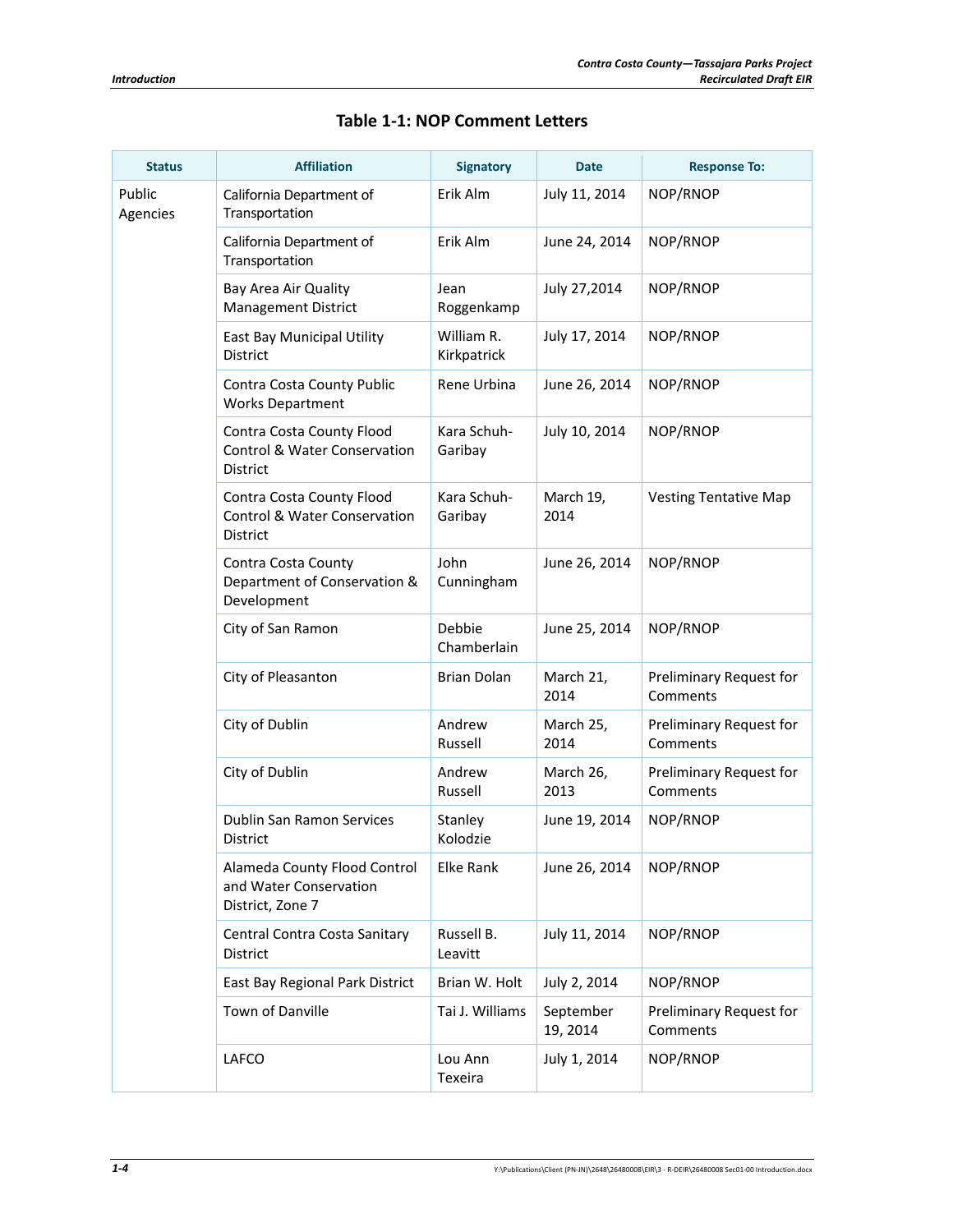## Table 1-1: NOP Comment Letters

| Status | Affiliation | Signatory | Date | Response To: |
|---|---|---|---|---|
| Public Agencies | California Department of Transportation | Erik Alm | July 11, 2014 | NOP/RNOP |
| | California Department of Transportation | Erik Alm | June 24, 2014 | NOP/RNOP |
| | Bay Area Air Quality Management District | Jean Roggenkamp | July 27,2014 | NOP/RNOP |
| | East Bay Municipal Utility District | William R. Kirkpatrick | July 17, 2014 | NOP/RNOP |
| | Contra Costa County Public Works Department | Rene Urbina | June 26, 2014 | NOP/RNOP |
| | Contra Costa County Flood Control & Water Conservation District | Kara Schuh-Garibay | July 10, 2014 | NOP/RNOP |
| | Contra Costa County Flood Control & Water Conservation District | Kara Schuh-Garibay | March 19, 2014 | Vesting Tentative Map |
| | Contra Costa County Department of Conservation & Development | John Cunningham | June 26, 2014 | NOP/RNOP |
| | City of San Ramon | Debbie Chamberlain | June 25, 2014 | NOP/RNOP |
| | City of Pleasanton | Brian Dolan | March 21, 2014 | Preliminary Request for Comments |
| | City of Dublin | Andrew Russell | March 25, 2014 | Preliminary Request for Comments |
| | City of Dublin | Andrew Russell | March 26, 2013 | Preliminary Request for Comments |
| | Dublin San Ramon Services District | Stanley Kolodzie | June 19, 2014 | NOP/RNOP |
| | Alameda County Flood Control and Water Conservation District, Zone 7 | Elke Rank | June 26, 2014 | NOP/RNOP |
| | Central Contra Costa Sanitary District | Russell B. Leavitt | July 11, 2014 | NOP/RNOP |
| | East Bay Regional Park District | Brian W. Holt | July 2, 2014 | NOP/RNOP |
| | Town of Danville | Tai J. Williams | September 19, 2014 | Preliminary Request for Comments |
| | LAFCO | Lou Ann Texeira | July 1, 2014 | NOP/RNOP |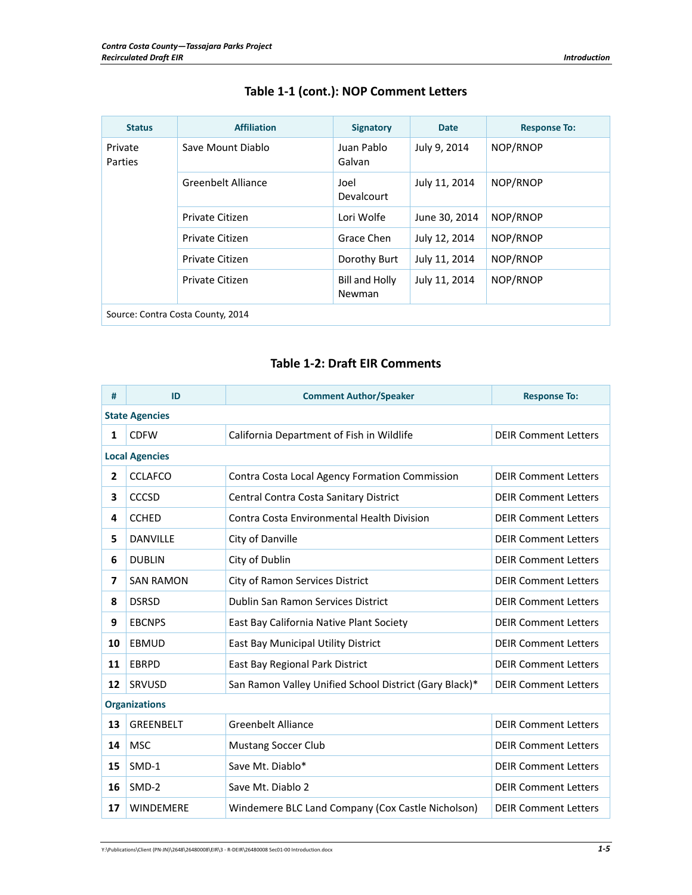### Table 1-1 (cont.): NOP Comment Letters

| Status | Affiliation | Signatory | Date | Response To: |
|---|---|---|---|---|
| Private Parties | Save Mount Diablo | Juan Pablo Galvan | July 9, 2014 | NOP/RNOP |
| | Greenbelt Alliance | Joel Devalcourt | July 11, 2014 | NOP/RNOP |
| | Private Citizen | Lori Wolfe | June 30, 2014 | NOP/RNOP |
| | Private Citizen | Grace Chen | July 12, 2014 | NOP/RNOP |
| | Private Citizen | Dorothy Burt | July 11, 2014 | NOP/RNOP |
| | Private Citizen | Bill and Holly Newman | July 11, 2014 | NOP/RNOP |
| Source: Contra Costa County, 2014 | | | | |

### Table 1-2: Draft EIR Comments

| # | ID | Comment Author/Speaker | Response To: |
|---|---|---|---|
| **State Agencies** | | | |
| 1 | CDFW | California Department of Fish in Wildlife | DEIR Comment Letters |
| **Local Agencies** | | | |
| 2 | CCLAFCO | Contra Costa Local Agency Formation Commission | DEIR Comment Letters |
| 3 | CCCSD | Central Contra Costa Sanitary District | DEIR Comment Letters |
| 4 | CCHED | Contra Costa Environmental Health Division | DEIR Comment Letters |
| 5 | DANVILLE | City of Danville | DEIR Comment Letters |
| 6 | DUBLIN | City of Dublin | DEIR Comment Letters |
| 7 | SAN RAMON | City of Ramon Services District | DEIR Comment Letters |
| 8 | DSRSD | Dublin San Ramon Services District | DEIR Comment Letters |
| 9 | EBCNPS | East Bay California Native Plant Society | DEIR Comment Letters |
| 10 | EBMUD | East Bay Municipal Utility District | DEIR Comment Letters |
| 11 | EBRPD | East Bay Regional Park District | DEIR Comment Letters |
| 12 | SRVUSD | San Ramon Valley Unified School District (Gary Black)* | DEIR Comment Letters |
| **Organizations** | | | |
| 13 | GREENBELT | Greenbelt Alliance | DEIR Comment Letters |
| 14 | MSC | Mustang Soccer Club | DEIR Comment Letters |
| 15 | SMD-1 | Save Mt. Diablo* | DEIR Comment Letters |
| 16 | SMD-2 | Save Mt. Diablo 2 | DEIR Comment Letters |
| 17 | WINDEMERE | Windemere BLC Land Company (Cox Castle Nicholson) | DEIR Comment Letters |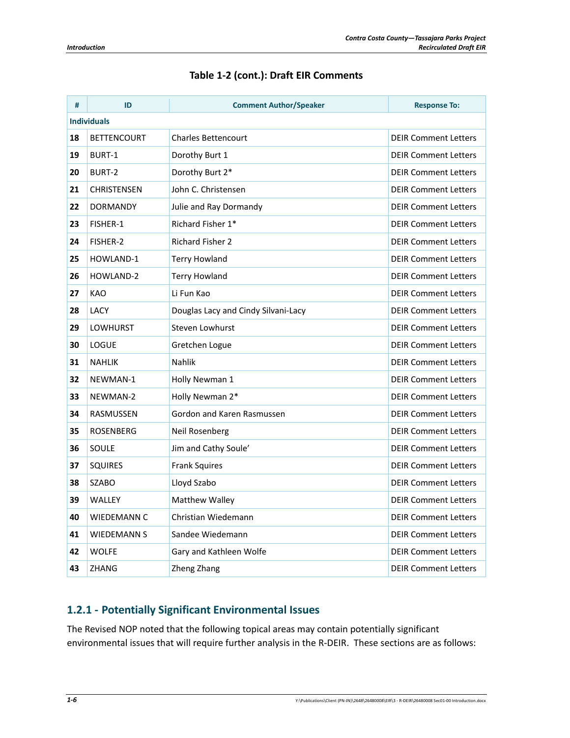## Table 1-2 (cont.): Draft EIR Comments

| # | ID | Comment Author/Speaker | Response To: |
|---|---|---|---|
| **Individuals** | | | |
| **18** | BETTENCOURT | Charles Bettencourt | DEIR Comment Letters |
| **19** | BURT-1 | Dorothy Burt 1 | DEIR Comment Letters |
| **20** | BURT-2 | Dorothy Burt 2* | DEIR Comment Letters |
| **21** | CHRISTENSEN | John C. Christensen | DEIR Comment Letters |
| **22** | DORMANDY | Julie and Ray Dormandy | DEIR Comment Letters |
| **23** | FISHER-1 | Richard Fisher 1* | DEIR Comment Letters |
| **24** | FISHER-2 | Richard Fisher 2 | DEIR Comment Letters |
| **25** | HOWLAND-1 | Terry Howland | DEIR Comment Letters |
| **26** | HOWLAND-2 | Terry Howland | DEIR Comment Letters |
| **27** | KAO | Li Fun Kao | DEIR Comment Letters |
| **28** | LACY | Douglas Lacy and Cindy Silvani-Lacy | DEIR Comment Letters |
| **29** | LOWHURST | Steven Lowhurst | DEIR Comment Letters |
| **30** | LOGUE | Gretchen Logue | DEIR Comment Letters |
| **31** | NAHLIK | Nahlik | DEIR Comment Letters |
| **32** | NEWMAN-1 | Holly Newman 1 | DEIR Comment Letters |
| **33** | NEWMAN-2 | Holly Newman 2* | DEIR Comment Letters |
| **34** | RASMUSSEN | Gordon and Karen Rasmussen | DEIR Comment Letters |
| **35** | ROSENBERG | Neil Rosenberg | DEIR Comment Letters |
| **36** | SOULE | Jim and Cathy Soule' | DEIR Comment Letters |
| **37** | SQUIRES | Frank Squires | DEIR Comment Letters |
| **38** | SZABO | Lloyd Szabo | DEIR Comment Letters |
| **39** | WALLEY | Matthew Walley | DEIR Comment Letters |
| **40** | WIEDEMANN C | Christian Wiedemann | DEIR Comment Letters |
| **41** | WIEDEMANN S | Sandee Wiedemann | DEIR Comment Letters |
| **42** | WOLFE | Gary and Kathleen Wolfe | DEIR Comment Letters |
| **43** | ZHANG | Zheng Zhang | DEIR Comment Letters |

### 1.2.1 - Potentially Significant Environmental Issues

The Revised NOP noted that the following topical areas may contain potentially significant environmental issues that will require further analysis in the R-DEIR. These sections are as follows: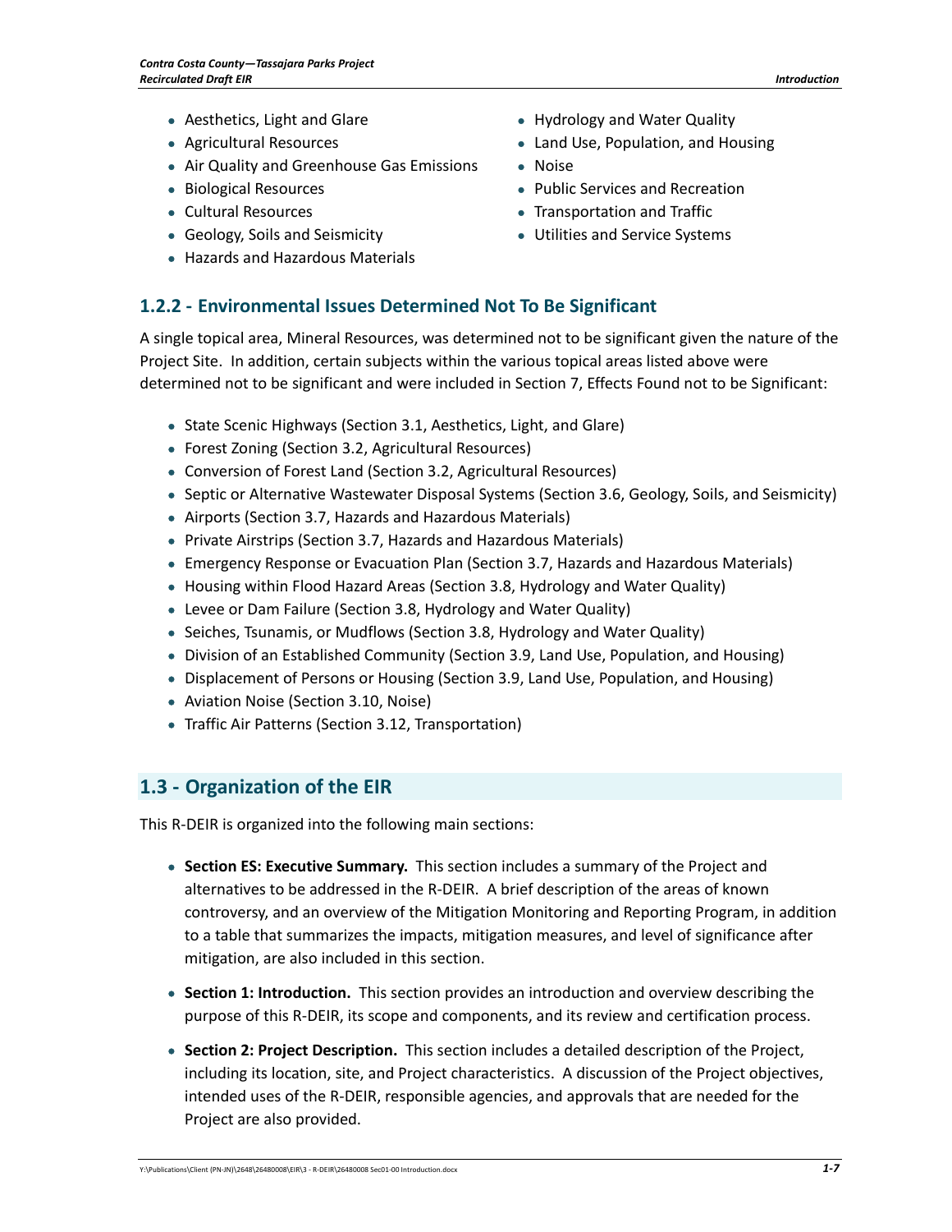- Aesthetics, Light and Glare
- Agricultural Resources
- Air Quality and Greenhouse Gas Emissions
- Biological Resources
- Cultural Resources
- Geology, Soils and Seismicity
- Hazards and Hazardous Materials
- Hydrology and Water Quality
- Land Use, Population, and Housing
- Noise
- Public Services and Recreation
- Transportation and Traffic
- Utilities and Service Systems

### 1.2.2 - Environmental Issues Determined Not To Be Significant

A single topical area, Mineral Resources, was determined not to be significant given the nature of the Project Site. In addition, certain subjects within the various topical areas listed above were determined not to be significant and were included in Section 7, Effects Found not to be Significant:

- State Scenic Highways (Section 3.1, Aesthetics, Light, and Glare)
- Forest Zoning (Section 3.2, Agricultural Resources)
- Conversion of Forest Land (Section 3.2, Agricultural Resources)
- Septic or Alternative Wastewater Disposal Systems (Section 3.6, Geology, Soils, and Seismicity)
- Airports (Section 3.7, Hazards and Hazardous Materials)
- Private Airstrips (Section 3.7, Hazards and Hazardous Materials)
- Emergency Response or Evacuation Plan (Section 3.7, Hazards and Hazardous Materials)
- Housing within Flood Hazard Areas (Section 3.8, Hydrology and Water Quality)
- Levee or Dam Failure (Section 3.8, Hydrology and Water Quality)
- Seiches, Tsunamis, or Mudflows (Section 3.8, Hydrology and Water Quality)
- Division of an Established Community (Section 3.9, Land Use, Population, and Housing)
- Displacement of Persons or Housing (Section 3.9, Land Use, Population, and Housing)
- Aviation Noise (Section 3.10, Noise)
- Traffic Air Patterns (Section 3.12, Transportation)

## 1.3 - Organization of the EIR

This R-DEIR is organized into the following main sections:

- **Section ES: Executive Summary.** This section includes a summary of the Project and alternatives to be addressed in the R-DEIR. A brief description of the areas of known controversy, and an overview of the Mitigation Monitoring and Reporting Program, in addition to a table that summarizes the impacts, mitigation measures, and level of significance after mitigation, are also included in this section.

- **Section 1: Introduction.** This section provides an introduction and overview describing the purpose of this R-DEIR, its scope and components, and its review and certification process.

- **Section 2: Project Description.** This section includes a detailed description of the Project, including its location, site, and Project characteristics. A discussion of the Project objectives, intended uses of the R-DEIR, responsible agencies, and approvals that are needed for the Project are also provided.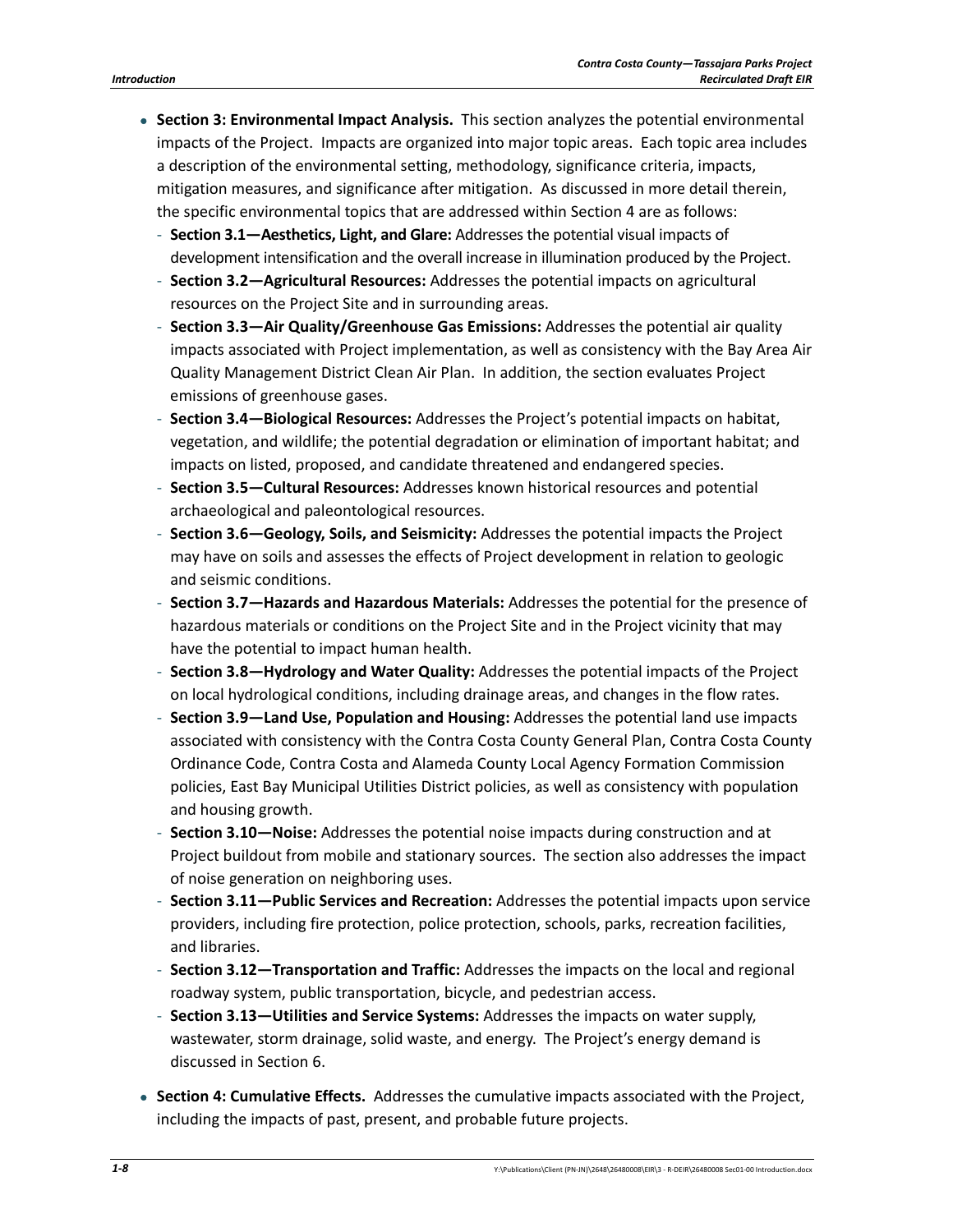- **Section 3: Environmental Impact Analysis.** This section analyzes the potential environmental impacts of the Project. Impacts are organized into major topic areas. Each topic area includes a description of the environmental setting, methodology, significance criteria, impacts, mitigation measures, and significance after mitigation. As discussed in more detail therein, the specific environmental topics that are addressed within Section 4 are as follows:
  - **Section 3.1—Aesthetics, Light, and Glare:** Addresses the potential visual impacts of development intensification and the overall increase in illumination produced by the Project.
  - **Section 3.2—Agricultural Resources:** Addresses the potential impacts on agricultural resources on the Project Site and in surrounding areas.
  - **Section 3.3—Air Quality/Greenhouse Gas Emissions:** Addresses the potential air quality impacts associated with Project implementation, as well as consistency with the Bay Area Air Quality Management District Clean Air Plan. In addition, the section evaluates Project emissions of greenhouse gases.
  - **Section 3.4—Biological Resources:** Addresses the Project's potential impacts on habitat, vegetation, and wildlife; the potential degradation or elimination of important habitat; and impacts on listed, proposed, and candidate threatened and endangered species.
  - **Section 3.5—Cultural Resources:** Addresses known historical resources and potential archaeological and paleontological resources.
  - **Section 3.6—Geology, Soils, and Seismicity:** Addresses the potential impacts the Project may have on soils and assesses the effects of Project development in relation to geologic and seismic conditions.
  - **Section 3.7—Hazards and Hazardous Materials:** Addresses the potential for the presence of hazardous materials or conditions on the Project Site and in the Project vicinity that may have the potential to impact human health.
  - **Section 3.8—Hydrology and Water Quality:** Addresses the potential impacts of the Project on local hydrological conditions, including drainage areas, and changes in the flow rates.
  - **Section 3.9—Land Use, Population and Housing:** Addresses the potential land use impacts associated with consistency with the Contra Costa County General Plan, Contra Costa County Ordinance Code, Contra Costa and Alameda County Local Agency Formation Commission policies, East Bay Municipal Utilities District policies, as well as consistency with population and housing growth.
  - **Section 3.10—Noise:** Addresses the potential noise impacts during construction and at Project buildout from mobile and stationary sources. The section also addresses the impact of noise generation on neighboring uses.
  - **Section 3.11—Public Services and Recreation:** Addresses the potential impacts upon service providers, including fire protection, police protection, schools, parks, recreation facilities, and libraries.
  - **Section 3.12—Transportation and Traffic:** Addresses the impacts on the local and regional roadway system, public transportation, bicycle, and pedestrian access.
  - **Section 3.13—Utilities and Service Systems:** Addresses the impacts on water supply, wastewater, storm drainage, solid waste, and energy. The Project's energy demand is discussed in Section 6.
- **Section 4: Cumulative Effects.** Addresses the cumulative impacts associated with the Project, including the impacts of past, present, and probable future projects.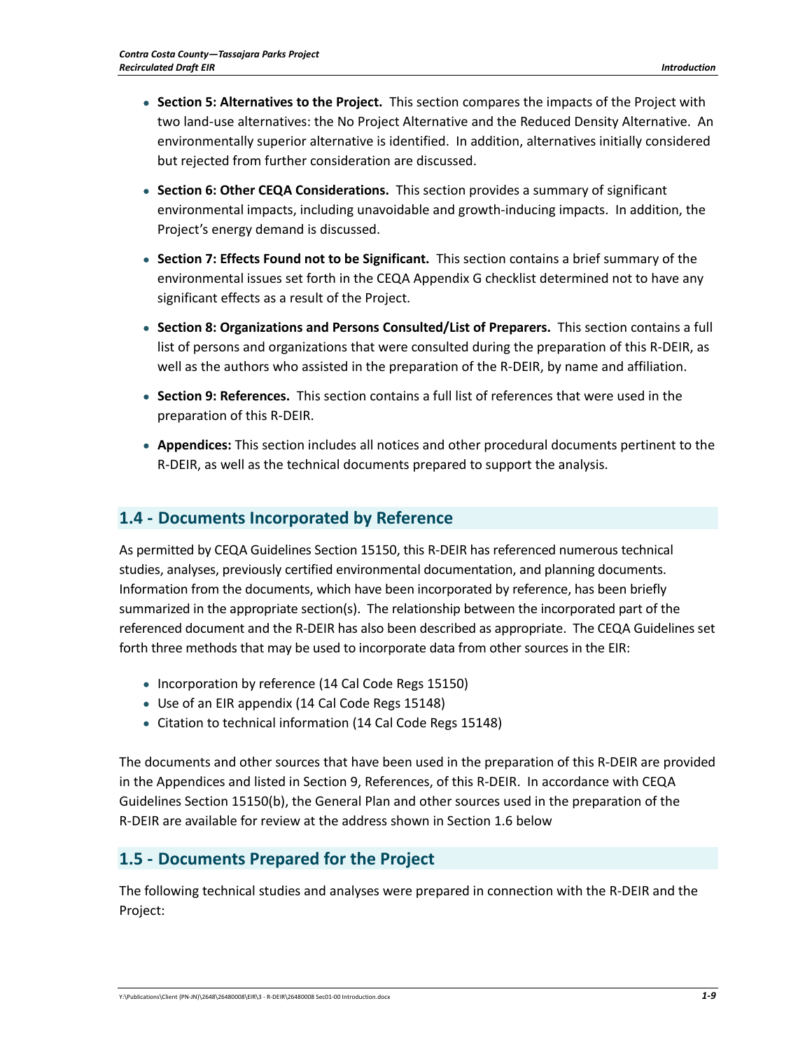- **Section 5: Alternatives to the Project.** This section compares the impacts of the Project with two land-use alternatives: the No Project Alternative and the Reduced Density Alternative. An environmentally superior alternative is identified. In addition, alternatives initially considered but rejected from further consideration are discussed.
- **Section 6: Other CEQA Considerations.** This section provides a summary of significant environmental impacts, including unavoidable and growth-inducing impacts. In addition, the Project's energy demand is discussed.
- **Section 7: Effects Found not to be Significant.** This section contains a brief summary of the environmental issues set forth in the CEQA Appendix G checklist determined not to have any significant effects as a result of the Project.
- **Section 8: Organizations and Persons Consulted/List of Preparers.** This section contains a full list of persons and organizations that were consulted during the preparation of this R-DEIR, as well as the authors who assisted in the preparation of the R-DEIR, by name and affiliation.
- **Section 9: References.** This section contains a full list of references that were used in the preparation of this R-DEIR.
- **Appendices:** This section includes all notices and other procedural documents pertinent to the R-DEIR, as well as the technical documents prepared to support the analysis.

## 1.4 - Documents Incorporated by Reference

As permitted by CEQA Guidelines Section 15150, this R-DEIR has referenced numerous technical studies, analyses, previously certified environmental documentation, and planning documents. Information from the documents, which have been incorporated by reference, has been briefly summarized in the appropriate section(s). The relationship between the incorporated part of the referenced document and the R-DEIR has also been described as appropriate. The CEQA Guidelines set forth three methods that may be used to incorporate data from other sources in the EIR:

- Incorporation by reference (14 Cal Code Regs 15150)
- Use of an EIR appendix (14 Cal Code Regs 15148)
- Citation to technical information (14 Cal Code Regs 15148)

The documents and other sources that have been used in the preparation of this R-DEIR are provided in the Appendices and listed in Section 9, References, of this R-DEIR. In accordance with CEQA Guidelines Section 15150(b), the General Plan and other sources used in the preparation of the R-DEIR are available for review at the address shown in Section 1.6 below

## 1.5 - Documents Prepared for the Project

The following technical studies and analyses were prepared in connection with the R-DEIR and the Project: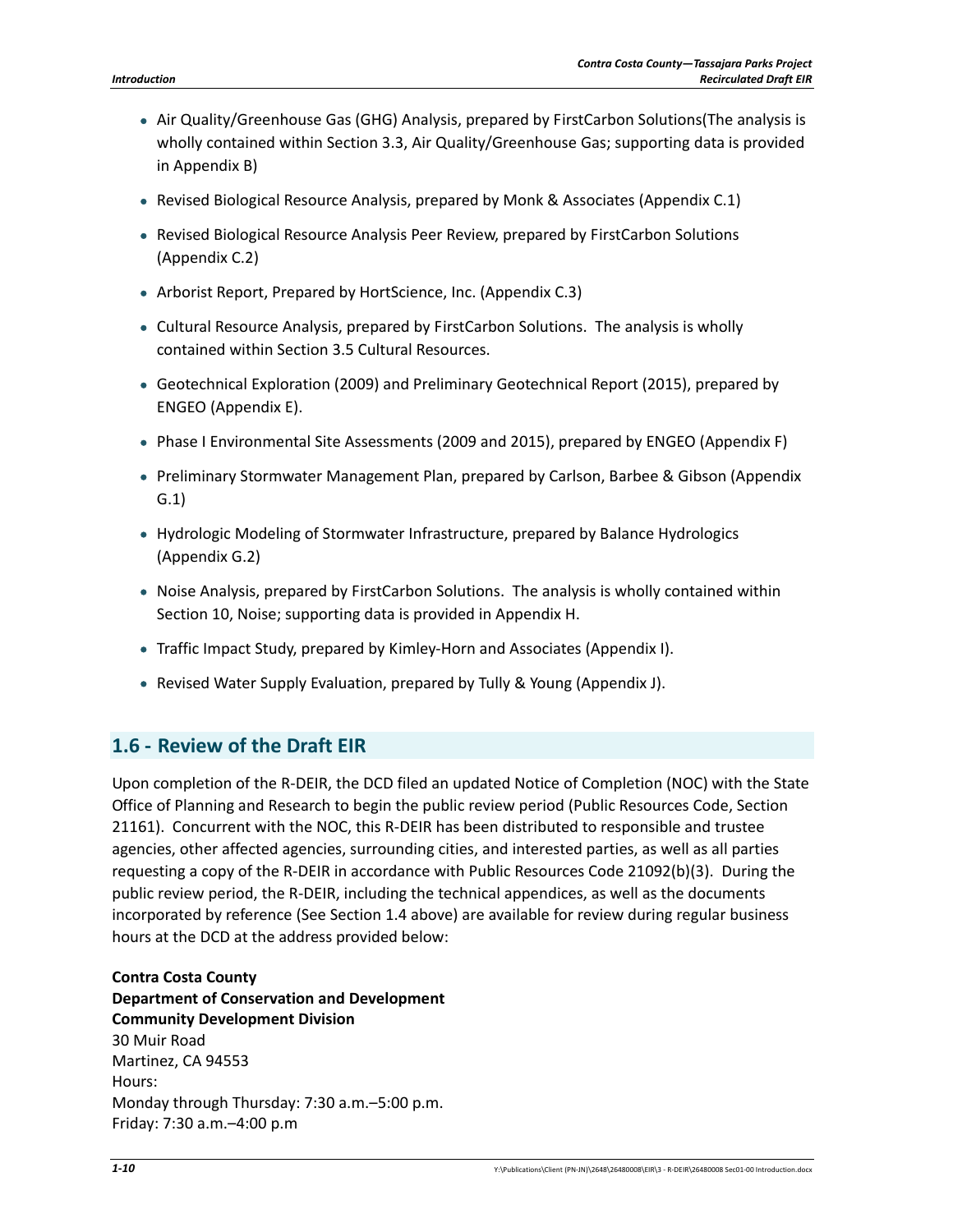- Air Quality/Greenhouse Gas (GHG) Analysis, prepared by FirstCarbon Solutions(The analysis is wholly contained within Section 3.3, Air Quality/Greenhouse Gas; supporting data is provided in Appendix B)
- Revised Biological Resource Analysis, prepared by Monk & Associates (Appendix C.1)
- Revised Biological Resource Analysis Peer Review, prepared by FirstCarbon Solutions (Appendix C.2)
- Arborist Report, Prepared by HortScience, Inc. (Appendix C.3)
- Cultural Resource Analysis, prepared by FirstCarbon Solutions. The analysis is wholly contained within Section 3.5 Cultural Resources.
- Geotechnical Exploration (2009) and Preliminary Geotechnical Report (2015), prepared by ENGEO (Appendix E).
- Phase I Environmental Site Assessments (2009 and 2015), prepared by ENGEO (Appendix F)
- Preliminary Stormwater Management Plan, prepared by Carlson, Barbee & Gibson (Appendix G.1)
- Hydrologic Modeling of Stormwater Infrastructure, prepared by Balance Hydrologics (Appendix G.2)
- Noise Analysis, prepared by FirstCarbon Solutions. The analysis is wholly contained within Section 10, Noise; supporting data is provided in Appendix H.
- Traffic Impact Study, prepared by Kimley-Horn and Associates (Appendix I).
- Revised Water Supply Evaluation, prepared by Tully & Young (Appendix J).

## 1.6 - Review of the Draft EIR

Upon completion of the R-DEIR, the DCD filed an updated Notice of Completion (NOC) with the State Office of Planning and Research to begin the public review period (Public Resources Code, Section 21161). Concurrent with the NOC, this R-DEIR has been distributed to responsible and trustee agencies, other affected agencies, surrounding cities, and interested parties, as well as all parties requesting a copy of the R-DEIR in accordance with Public Resources Code 21092(b)(3). During the public review period, the R-DEIR, including the technical appendices, as well as the documents incorporated by reference (See Section 1.4 above) are available for review during regular business hours at the DCD at the address provided below:

**Contra Costa County**
**Department of Conservation and Development**
**Community Development Division**
30 Muir Road
Martinez, CA 94553
Hours:
Monday through Thursday: 7:30 a.m.–5:00 p.m.
Friday: 7:30 a.m.–4:00 p.m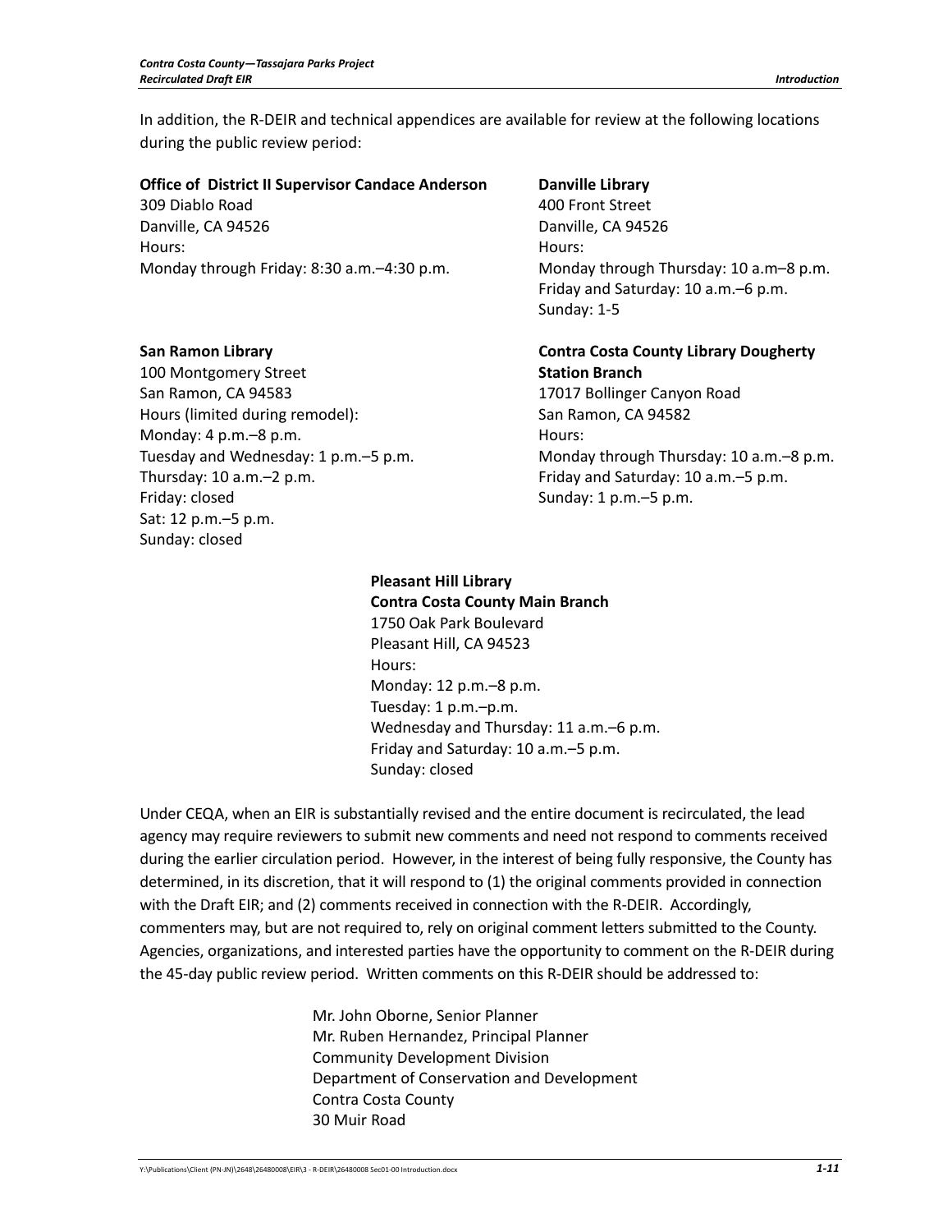In addition, the R-DEIR and technical appendices are available for review at the following locations during the public review period:

**Office of District II Supervisor Candace Anderson**
309 Diablo Road
Danville, CA 94526
Hours:
Monday through Friday: 8:30 a.m.–4:30 p.m.

**Danville Library**
400 Front Street
Danville, CA 94526
Hours:
Monday through Thursday: 10 a.m–8 p.m.
Friday and Saturday: 10 a.m.–6 p.m.
Sunday: 1-5

**San Ramon Library**
100 Montgomery Street
San Ramon, CA 94583
Hours (limited during remodel):
Monday: 4 p.m.–8 p.m.
Tuesday and Wednesday: 1 p.m.–5 p.m.
Thursday: 10 a.m.–2 p.m.
Friday: closed
Sat: 12 p.m.–5 p.m.
Sunday: closed

**Contra Costa County Library Dougherty Station Branch**
17017 Bollinger Canyon Road
San Ramon, CA 94582
Hours:
Monday through Thursday: 10 a.m.–8 p.m.
Friday and Saturday: 10 a.m.–5 p.m.
Sunday: 1 p.m.–5 p.m.

**Pleasant Hill Library**
**Contra Costa County Main Branch**
1750 Oak Park Boulevard
Pleasant Hill, CA 94523
Hours:
Monday: 12 p.m.–8 p.m.
Tuesday: 1 p.m.–p.m.
Wednesday and Thursday: 11 a.m.–6 p.m.
Friday and Saturday: 10 a.m.–5 p.m.
Sunday: closed

Under CEQA, when an EIR is substantially revised and the entire document is recirculated, the lead agency may require reviewers to submit new comments and need not respond to comments received during the earlier circulation period. However, in the interest of being fully responsive, the County has determined, in its discretion, that it will respond to (1) the original comments provided in connection with the Draft EIR; and (2) comments received in connection with the R-DEIR. Accordingly, commenters may, but are not required to, rely on original comment letters submitted to the County. Agencies, organizations, and interested parties have the opportunity to comment on the R-DEIR during the 45-day public review period. Written comments on this R-DEIR should be addressed to:

Mr. John Oborne, Senior Planner
Mr. Ruben Hernandez, Principal Planner
Community Development Division
Department of Conservation and Development
Contra Costa County
30 Muir Road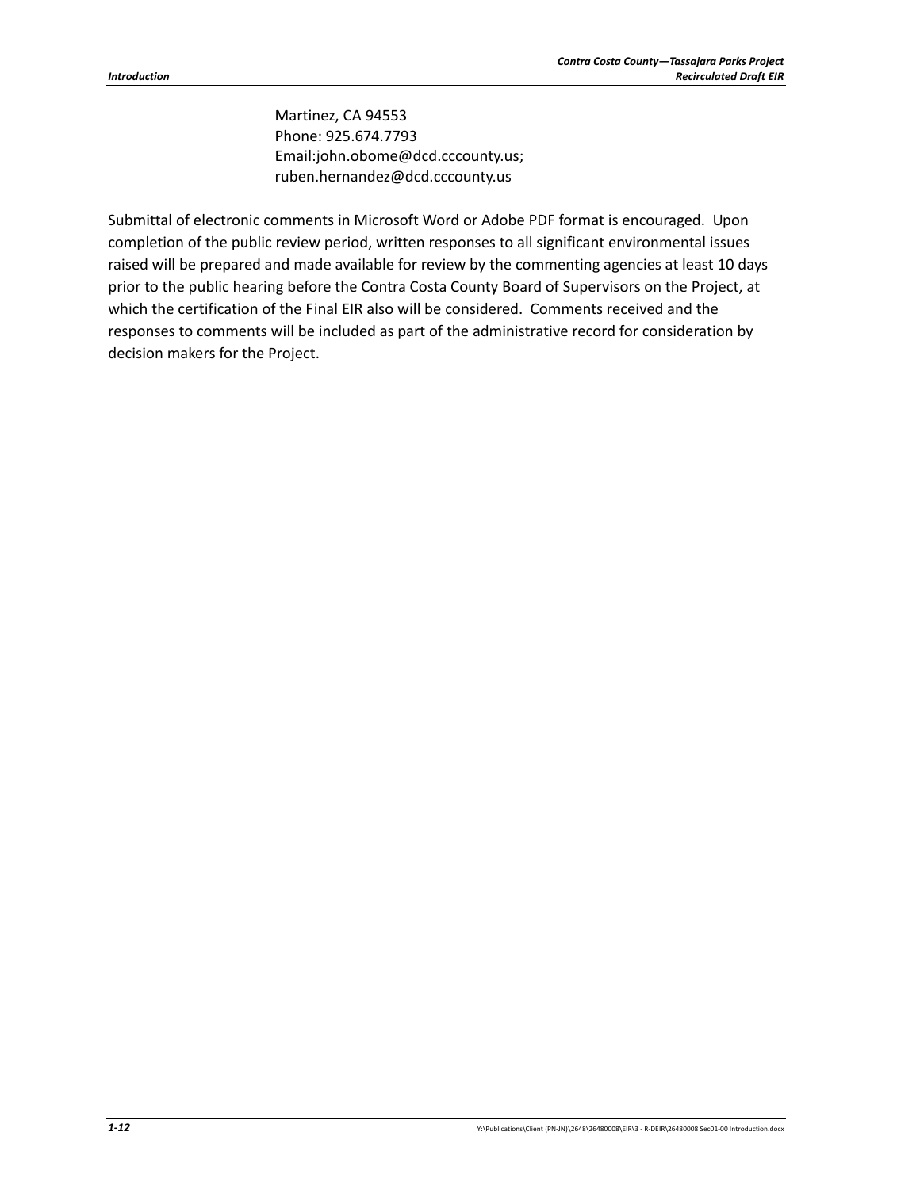Martinez, CA 94553
Phone: 925.674.7793
Email:john.obome@dcd.cccounty.us;
ruben.hernandez@dcd.cccounty.us

Submittal of electronic comments in Microsoft Word or Adobe PDF format is encouraged. Upon completion of the public review period, written responses to all significant environmental issues raised will be prepared and made available for review by the commenting agencies at least 10 days prior to the public hearing before the Contra Costa County Board of Supervisors on the Project, at which the certification of the Final EIR also will be considered. Comments received and the responses to comments will be included as part of the administrative record for consideration by decision makers for the Project.